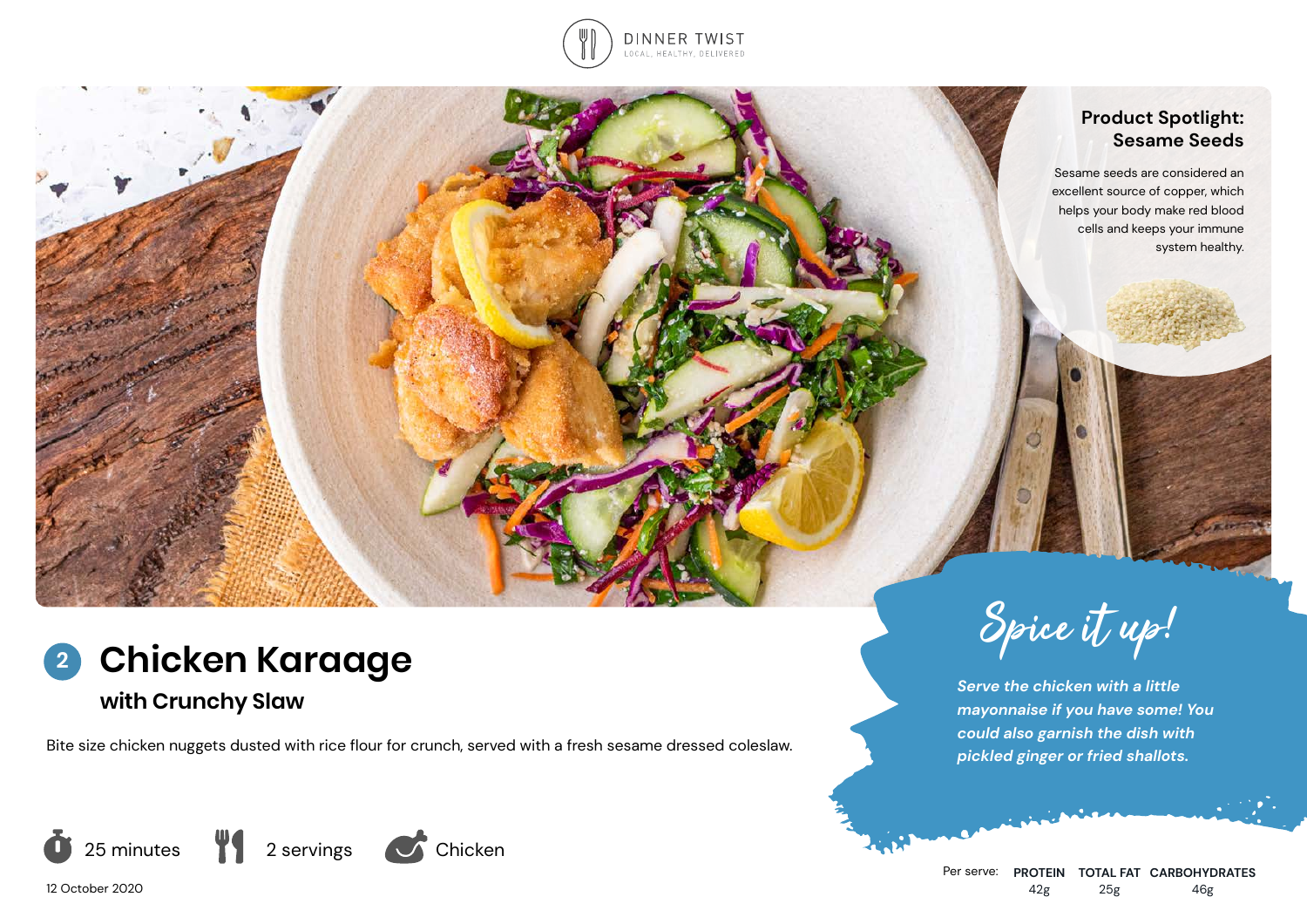DINNER TWIST
LOCAL, HEALTHY, DELIVERED

## Product Spotlight: Sesame Seeds

Sesame seeds are considered an excellent source of copper, which helps your body make red blood cells and keeps your immune system healthy.

# 2 Chicken Karaage

## with Crunchy Slaw

Bite size chicken nuggets dusted with rice flour for crunch, served with a fresh sesame dressed coleslaw.

25 minutes | 2 servings | Chicken

12 October 2020

### Spice it up!

*Serve the chicken with a little mayonnaise if you have some! You could also garnish the dish with pickled ginger or fried shallots.*

| Per serve: | PROTEIN | TOTAL FAT | CARBOHYDRATES |
|---|---|---|---|
| | 42g | 25g | 46g |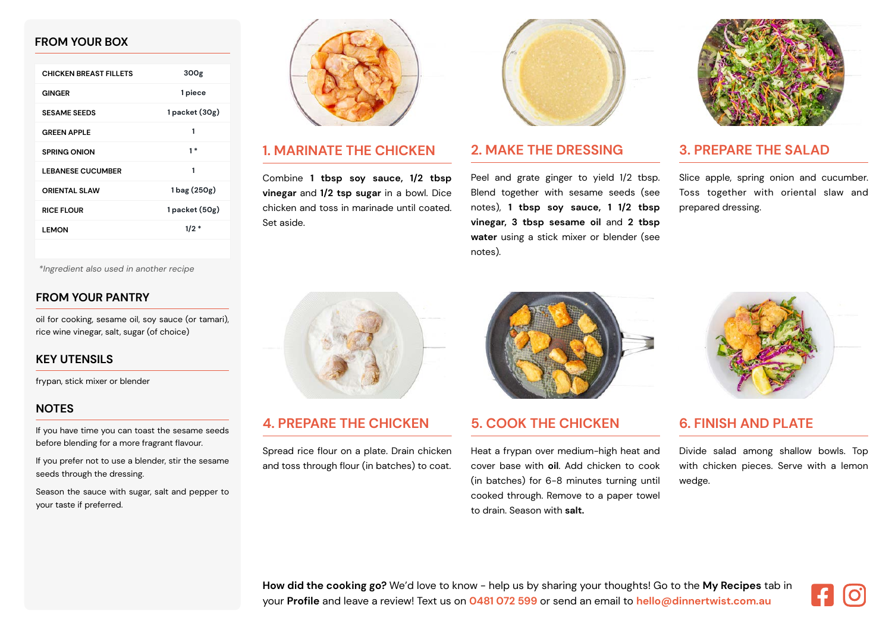## FROM YOUR BOX

| | |
|---|---|
| CHICKEN BREAST FILLETS | 300g |
| GINGER | 1 piece |
| SESAME SEEDS | 1 packet (30g) |
| GREEN APPLE | 1 |
| SPRING ONION | 1 * |
| LEBANESE CUCUMBER | 1 |
| ORIENTAL SLAW | 1 bag (250g) |
| RICE FLOUR | 1 packet (50g) |
| LEMON | 1/2 * |

*\*Ingredient also used in another recipe*

## FROM YOUR PANTRY

oil for cooking, sesame oil, soy sauce (or tamari), rice wine vinegar, salt, sugar (of choice)

## KEY UTENSILS

frypan, stick mixer or blender

## NOTES

If you have time you can toast the sesame seeds before blending for a more fragrant flavour.

If you prefer not to use a blender, stir the sesame seeds through the dressing.

Season the sauce with sugar, salt and pepper to your taste if preferred.

## 1. MARINATE THE CHICKEN

Combine **1 tbsp soy sauce, 1/2 tbsp vinegar** and **1/2 tsp sugar** in a bowl. Dice chicken and toss in marinade until coated. Set aside.

## 2. MAKE THE DRESSING

Peel and grate ginger to yield 1/2 tbsp. Blend together with sesame seeds (see notes), **1 tbsp soy sauce, 1 1/2 tbsp vinegar, 3 tbsp sesame oil** and **2 tbsp water** using a stick mixer or blender (see notes).

## 3. PREPARE THE SALAD

Slice apple, spring onion and cucumber. Toss together with oriental slaw and prepared dressing.

## 4. PREPARE THE CHICKEN

Spread rice flour on a plate. Drain chicken and toss through flour (in batches) to coat.

## 5. COOK THE CHICKEN

Heat a frypan over medium-high heat and cover base with **oil**. Add chicken to cook (in batches) for 6-8 minutes turning until cooked through. Remove to a paper towel to drain. Season with **salt.**

## 6. FINISH AND PLATE

Divide salad among shallow bowls. Top with chicken pieces. Serve with a lemon wedge.

**How did the cooking go?** We'd love to know - help us by sharing your thoughts! Go to the **My Recipes** tab in your **Profile** and leave a review! Text us on 0481 072 599 or send an email to hello@dinnertwist.com.au